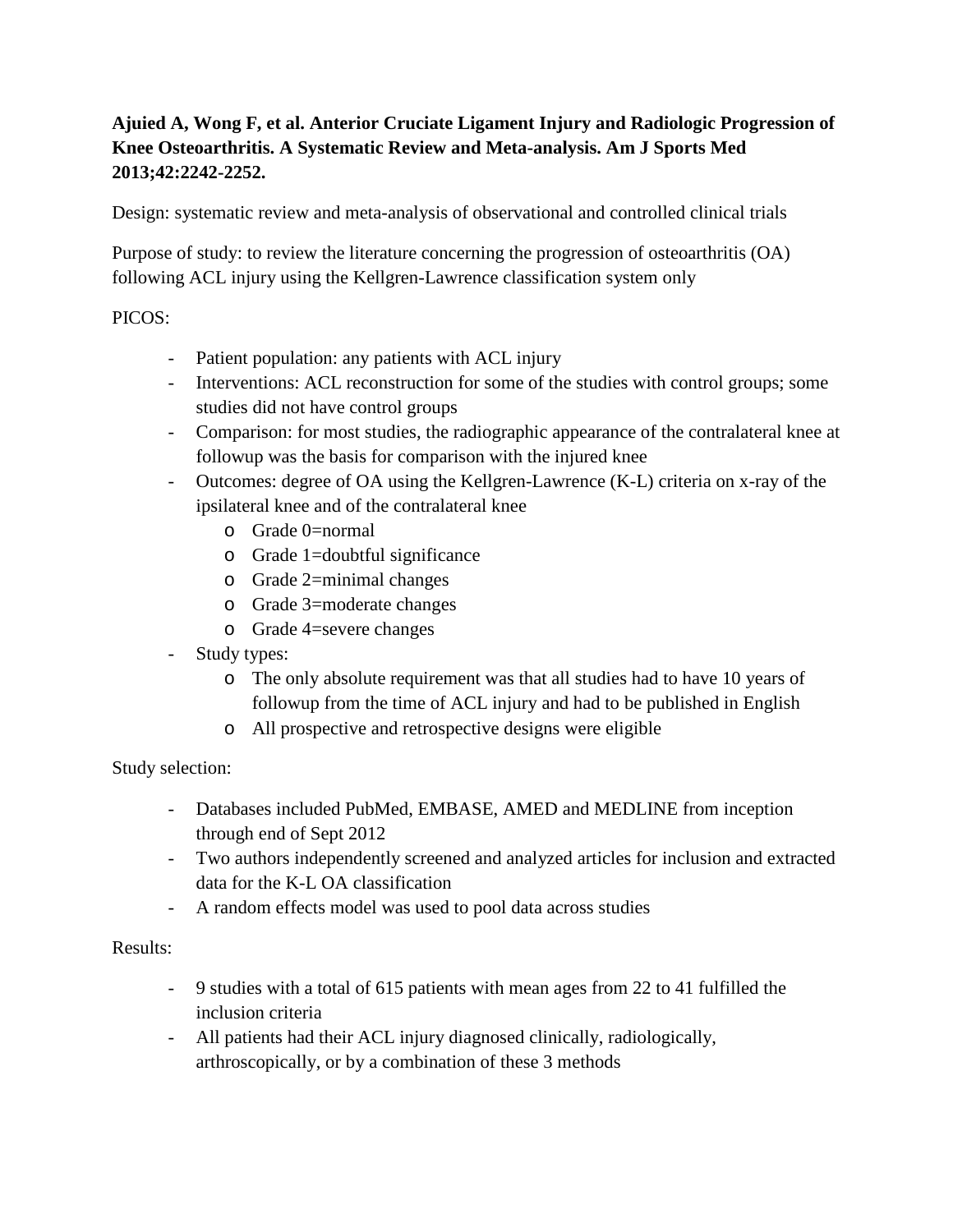**Ajuied A, Wong F, et al. Anterior Cruciate Ligament Injury and Radiologic Progression of Knee Osteoarthritis. A Systematic Review and Meta-analysis. Am J Sports Med 2013;42:2242-2252.**

Design: systematic review and meta-analysis of observational and controlled clinical trials

Purpose of study: to review the literature concerning the progression of osteoarthritis (OA) following ACL injury using the Kellgren-Lawrence classification system only

PICOS:

- Patient population: any patients with ACL injury
- Interventions: ACL reconstruction for some of the studies with control groups; some studies did not have control groups
- Comparison: for most studies, the radiographic appearance of the contralateral knee at followup was the basis for comparison with the injured knee
- Outcomes: degree of OA using the Kellgren-Lawrence (K-L) criteria on x-ray of the ipsilateral knee and of the contralateral knee
    - Grade 0=normal
    - Grade 1=doubtful significance
    - Grade 2=minimal changes
    - Grade 3=moderate changes
    - Grade 4=severe changes
- Study types:
    - The only absolute requirement was that all studies had to have 10 years of followup from the time of ACL injury and had to be published in English
    - All prospective and retrospective designs were eligible

Study selection:

- Databases included PubMed, EMBASE, AMED and MEDLINE from inception through end of Sept 2012
- Two authors independently screened and analyzed articles for inclusion and extracted data for the K-L OA classification
- A random effects model was used to pool data across studies

Results:

- 9 studies with a total of 615 patients with mean ages from 22 to 41 fulfilled the inclusion criteria
- All patients had their ACL injury diagnosed clinically, radiologically, arthroscopically, or by a combination of these 3 methods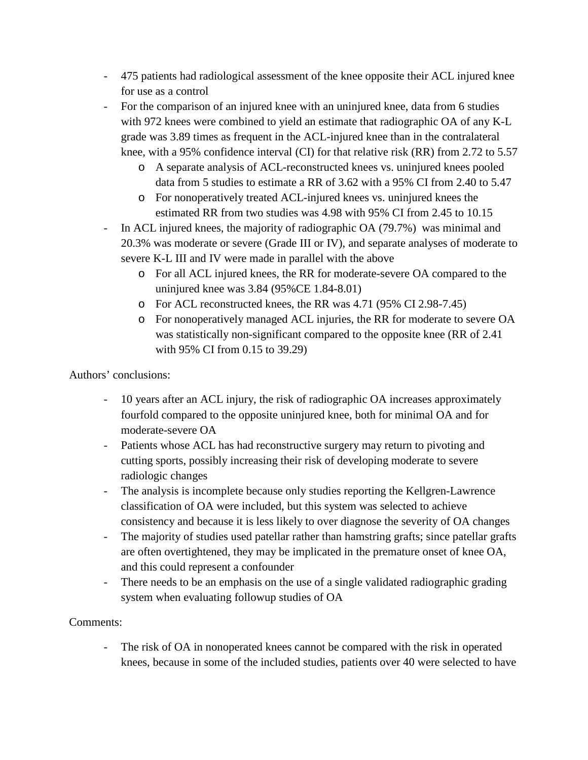- 475 patients had radiological assessment of the knee opposite their ACL injured knee for use as a control
- For the comparison of an injured knee with an uninjured knee, data from 6 studies with 972 knees were combined to yield an estimate that radiographic OA of any K-L grade was 3.89 times as frequent in the ACL-injured knee than in the contralateral knee, with a 95% confidence interval (CI) for that relative risk (RR) from 2.72 to 5.57
  - A separate analysis of ACL-reconstructed knees vs. uninjured knees pooled data from 5 studies to estimate a RR of 3.62 with a 95% CI from 2.40 to 5.47
  - For nonoperatively treated ACL-injured knees vs. uninjured knees the estimated RR from two studies was 4.98 with 95% CI from 2.45 to 10.15
- In ACL injured knees, the majority of radiographic OA (79.7%) was minimal and 20.3% was moderate or severe (Grade III or IV), and separate analyses of moderate to severe K-L III and IV were made in parallel with the above
  - For all ACL injured knees, the RR for moderate-severe OA compared to the uninjured knee was 3.84 (95%CE 1.84-8.01)
  - For ACL reconstructed knees, the RR was 4.71 (95% CI 2.98-7.45)
  - For nonoperatively managed ACL injuries, the RR for moderate to severe OA was statistically non-significant compared to the opposite knee (RR of 2.41 with 95% CI from 0.15 to 39.29)

Authors' conclusions:

- 10 years after an ACL injury, the risk of radiographic OA increases approximately fourfold compared to the opposite uninjured knee, both for minimal OA and for moderate-severe OA
- Patients whose ACL has had reconstructive surgery may return to pivoting and cutting sports, possibly increasing their risk of developing moderate to severe radiologic changes
- The analysis is incomplete because only studies reporting the Kellgren-Lawrence classification of OA were included, but this system was selected to achieve consistency and because it is less likely to over diagnose the severity of OA changes
- The majority of studies used patellar rather than hamstring grafts; since patellar grafts are often overtightened, they may be implicated in the premature onset of knee OA, and this could represent a confounder
- There needs to be an emphasis on the use of a single validated radiographic grading system when evaluating followup studies of OA

Comments:

- The risk of OA in nonoperated knees cannot be compared with the risk in operated knees, because in some of the included studies, patients over 40 were selected to have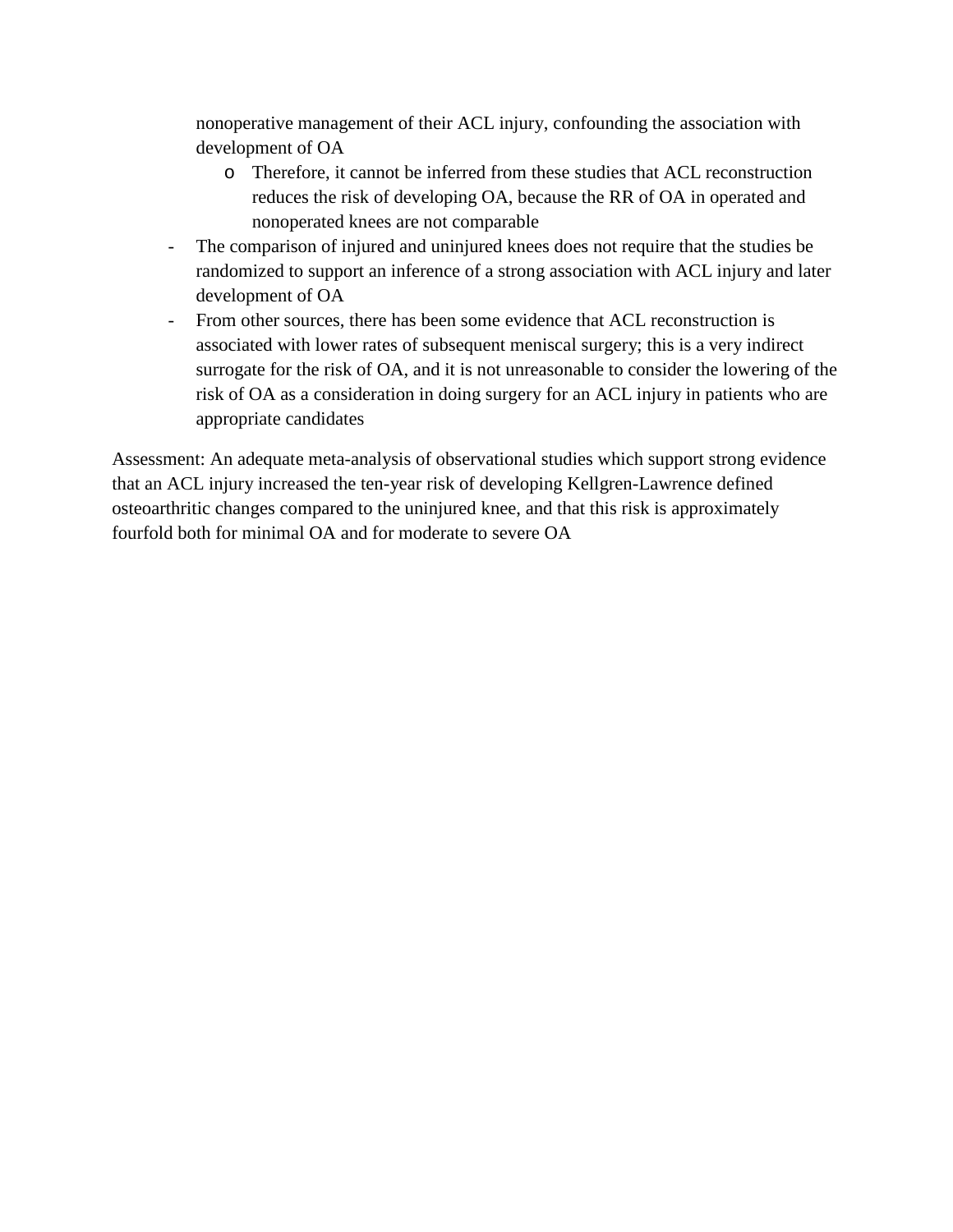nonoperative management of their ACL injury, confounding the association with development of OA

- Therefore, it cannot be inferred from these studies that ACL reconstruction reduces the risk of developing OA, because the RR of OA in operated and nonoperated knees are not comparable

- The comparison of injured and uninjured knees does not require that the studies be randomized to support an inference of a strong association with ACL injury and later development of OA
- From other sources, there has been some evidence that ACL reconstruction is associated with lower rates of subsequent meniscal surgery; this is a very indirect surrogate for the risk of OA, and it is not unreasonable to consider the lowering of the risk of OA as a consideration in doing surgery for an ACL injury in patients who are appropriate candidates

Assessment: An adequate meta-analysis of observational studies which support strong evidence that an ACL injury increased the ten-year risk of developing Kellgren-Lawrence defined osteoarthritic changes compared to the uninjured knee, and that this risk is approximately fourfold both for minimal OA and for moderate to severe OA